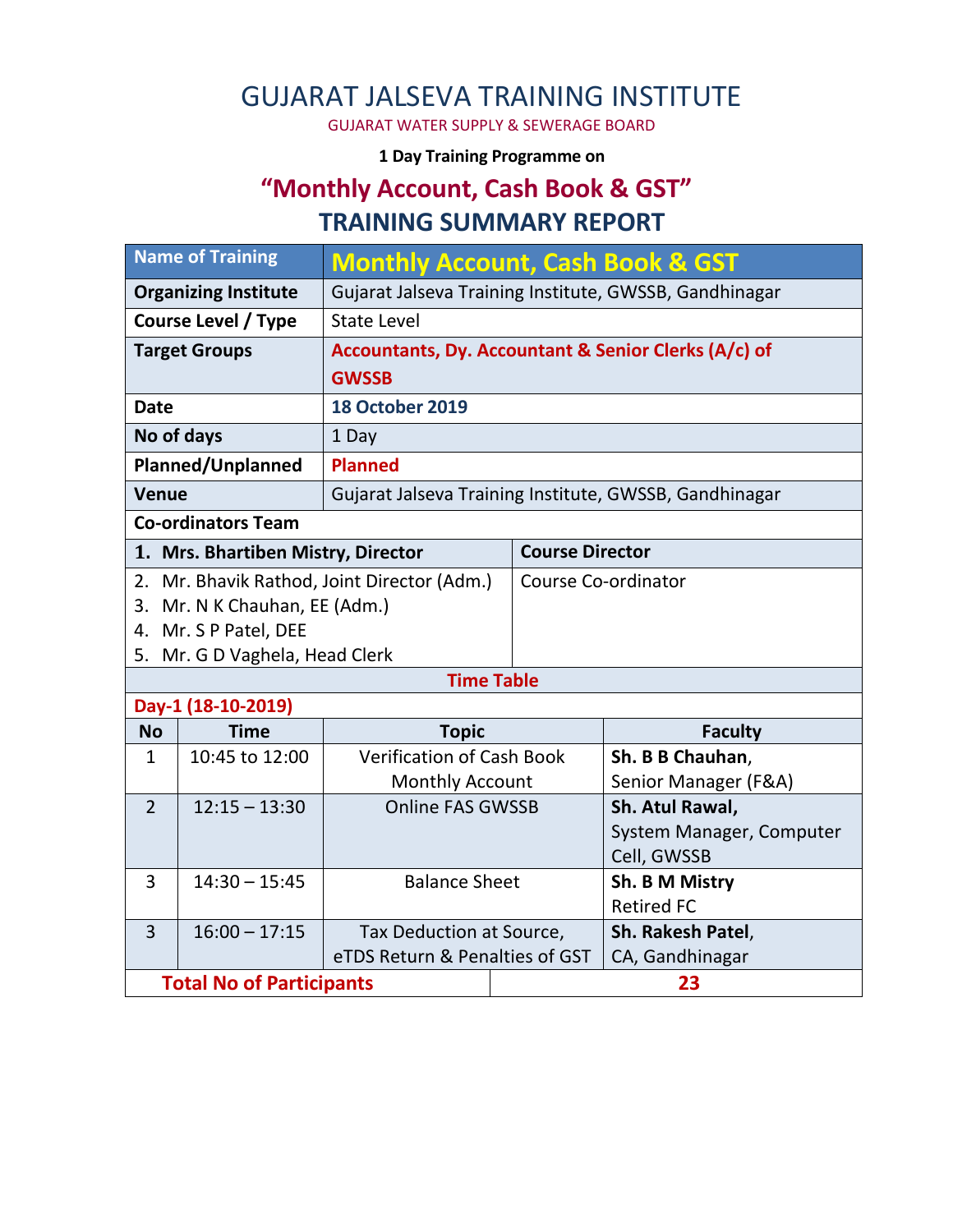# GUJARAT JALSEVA TRAINING INSTITUTE

GUJARAT WATER SUPPLY & SEWERAGE BOARD

**1 Day Training Programme on**

## "Monthly Account, Cash Book & GST"

## TRAINING SUMMARY REPORT

| Name of Training | Monthly Account, Cash Book & GST |
|---|---|
| **Organizing Institute** | Gujarat Jalseva Training Institute, GWSSB, Gandhinagar |
| **Course Level / Type** | State Level |
| **Target Groups** | **Accountants, Dy. Accountant & Senior Clerks (A/c) of GWSSB** |
| **Date** | **18 October 2019** |
| **No of days** | 1 Day |
| **Planned/Unplanned** | **Planned** |
| **Venue** | Gujarat Jalseva Training Institute, GWSSB, Gandhinagar |

**Co-ordinators Team**

| Name | Role |
|---|---|
| **1. Mrs. Bhartiben Mistry, Director** | **Course Director** |
| 2. Mr. Bhavik Rathod, Joint Director (Adm.)<br>3. Mr. N K Chauhan, EE (Adm.)<br>4. Mr. S P Patel, DEE<br>5. Mr. G D Vaghela, Head Clerk | Course Co-ordinator |

**Time Table**

**Day-1 (18-10-2019)**

| No | Time | Topic | Faculty |
|---|---|---|---|
| 1 | 10:45 to 12:00 | Verification of Cash Book Monthly Account | **Sh. B B Chauhan**, Senior Manager (F&A) |
| 2 | 12:15 – 13:30 | Online FAS GWSSB | **Sh. Atul Rawal,** System Manager, Computer Cell, GWSSB |
| 3 | 14:30 – 15:45 | Balance Sheet | **Sh. B M Mistry** Retired FC |
| 3 | 16:00 – 17:15 | Tax Deduction at Source, eTDS Return & Penalties of GST | **Sh. Rakesh Patel**, CA, Gandhinagar |

| **Total No of Participants** | **23** |
|---|---|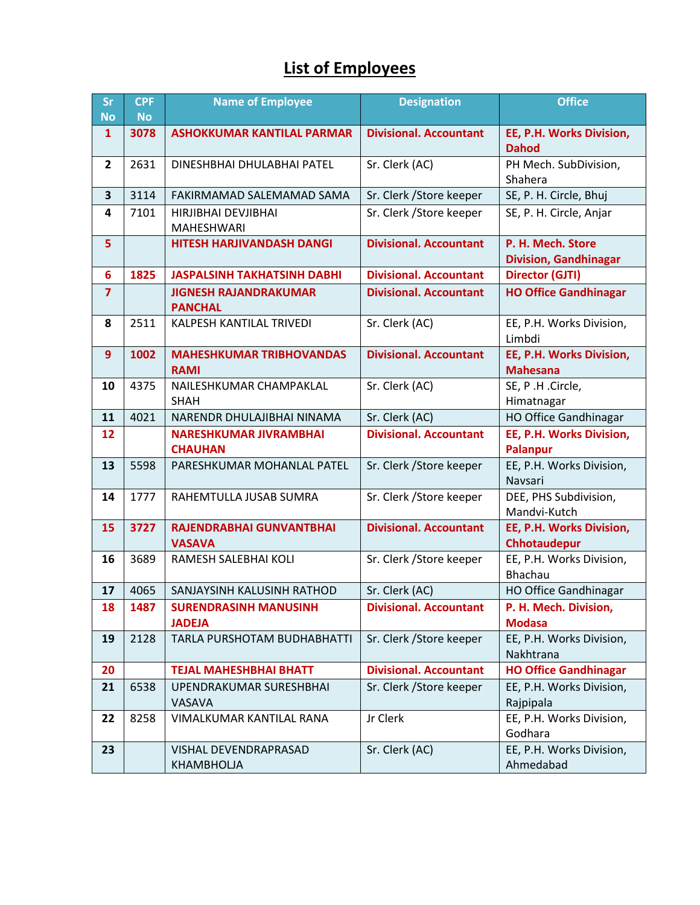# List of Employees

| Sr No | CPF No | Name of Employee | Designation | Office |
|---|---|---|---|---|
| **1** | **3078** | **ASHOKKUMAR KANTILAL PARMAR** | **Divisional. Accountant** | **EE, P.H. Works Division, Dahod** |
| **2** | 2631 | DINESHBHAI DHULABHAI PATEL | Sr. Clerk (AC) | PH Mech. SubDivision, Shahera |
| **3** | 3114 | FAKIRMAMAD SALEMAMAD SAMA | Sr. Clerk /Store keeper | SE, P. H. Circle, Bhuj |
| **4** | 7101 | HIRJIBHAI DEVJIBHAI MAHESHWARI | Sr. Clerk /Store keeper | SE, P. H. Circle, Anjar |
| **5** | | **HITESH HARJIVANDASH DANGI** | **Divisional. Accountant** | **P. H. Mech. Store Division, Gandhinagar** |
| **6** | **1825** | **JASPALSINH TAKHATSINH DABHI** | **Divisional. Accountant** | **Director (GJTI)** |
| **7** | | **JIGNESH RAJANDRAKUMAR PANCHAL** | **Divisional. Accountant** | **HO Office Gandhinagar** |
| **8** | 2511 | KALPESH KANTILAL TRIVEDI | Sr. Clerk (AC) | EE, P.H. Works Division, Limbdi |
| **9** | **1002** | **MAHESHKUMAR TRIBHOVANDAS RAMI** | **Divisional. Accountant** | **EE, P.H. Works Division, Mahesana** |
| **10** | 4375 | NAILESHKUMAR CHAMPAKLAL SHAH | Sr. Clerk (AC) | SE, P .H .Circle, Himatnagar |
| **11** | 4021 | NARENDR DHULAJIBHAI NINAMA | Sr. Clerk (AC) | HO Office Gandhinagar |
| **12** | | **NARESHKUMAR JIVRAMBHAI CHAUHAN** | **Divisional. Accountant** | **EE, P.H. Works Division, Palanpur** |
| **13** | 5598 | PARESHKUMAR MOHANLAL PATEL | Sr. Clerk /Store keeper | EE, P.H. Works Division, Navsari |
| **14** | 1777 | RAHEMTULLA JUSAB SUMRA | Sr. Clerk /Store keeper | DEE, PHS Subdivision, Mandvi-Kutch |
| **15** | **3727** | **RAJENDRABHAI GUNVANTBHAI VASAVA** | **Divisional. Accountant** | **EE, P.H. Works Division, Chhotaudepur** |
| **16** | 3689 | RAMESH SALEBHAI KOLI | Sr. Clerk /Store keeper | EE, P.H. Works Division, Bhachau |
| **17** | 4065 | SANJAYSINH KALUSINH RATHOD | Sr. Clerk (AC) | HO Office Gandhinagar |
| **18** | **1487** | **SURENDRASINH MANUSINH JADEJA** | **Divisional. Accountant** | **P. H. Mech. Division, Modasa** |
| **19** | 2128 | TARLA PURSHOTAM BUDHABHATTI | Sr. Clerk /Store keeper | EE, P.H. Works Division, Nakhtrana |
| **20** | | **TEJAL MAHESHBHAI BHATT** | **Divisional. Accountant** | **HO Office Gandhinagar** |
| **21** | 6538 | UPENDRAKUMAR SURESHBHAI VASAVA | Sr. Clerk /Store keeper | EE, P.H. Works Division, Rajpipala |
| **22** | 8258 | VIMALKUMAR KANTILAL RANA | Jr Clerk | EE, P.H. Works Division, Godhara |
| **23** | | VISHAL DEVENDRAPRASAD KHAMBHOLJA | Sr. Clerk (AC) | EE, P.H. Works Division, Ahmedabad |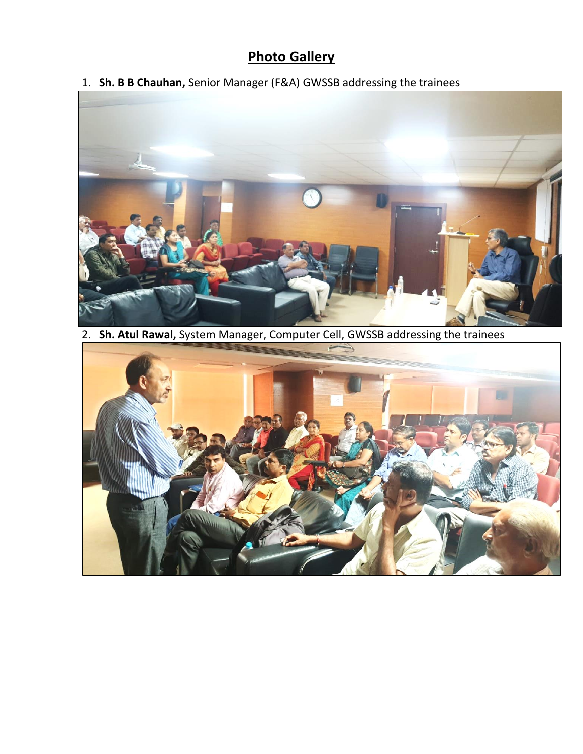# Photo Gallery

1. **Sh. B B Chauhan,** Senior Manager (F&A) GWSSB addressing the trainees

2. **Sh. Atul Rawal,** System Manager, Computer Cell, GWSSB addressing the trainees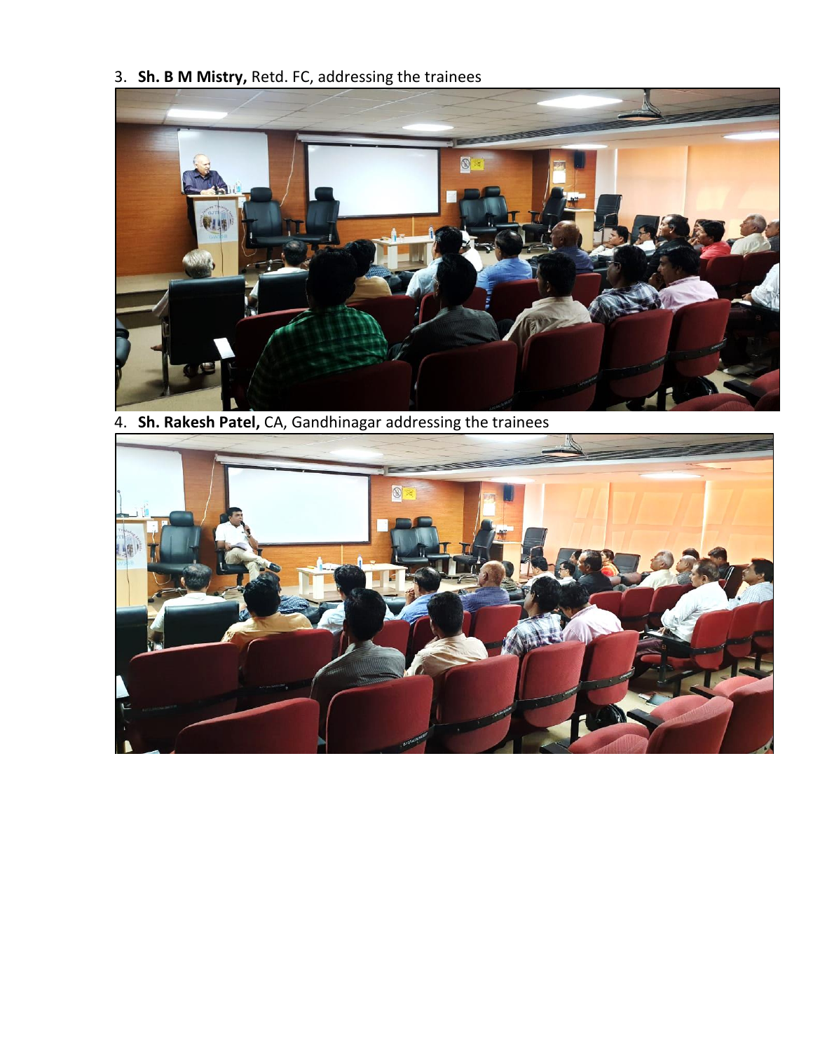3. **Sh. B M Mistry,** Retd. FC, addressing the trainees

4. **Sh. Rakesh Patel,** CA, Gandhinagar addressing the trainees